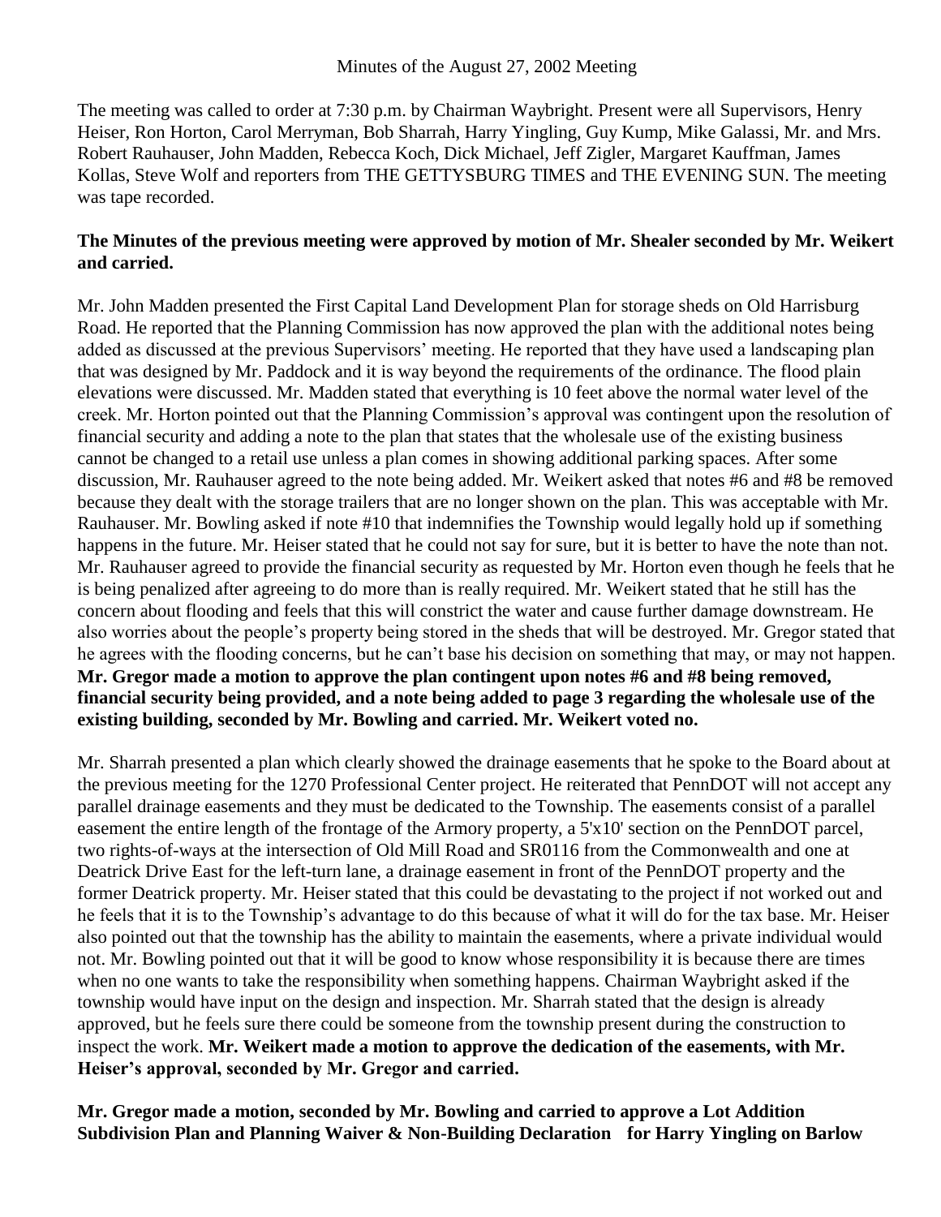Minutes of the August 27, 2002 Meeting

The meeting was called to order at 7:30 p.m. by Chairman Waybright. Present were all Supervisors, Henry Heiser, Ron Horton, Carol Merryman, Bob Sharrah, Harry Yingling, Guy Kump, Mike Galassi, Mr. and Mrs. Robert Rauhauser, John Madden, Rebecca Koch, Dick Michael, Jeff Zigler, Margaret Kauffman, James Kollas, Steve Wolf and reporters from THE GETTYSBURG TIMES and THE EVENING SUN. The meeting was tape recorded.

**The Minutes of the previous meeting were approved by motion of Mr. Shealer seconded by Mr. Weikert and carried.**

Mr. John Madden presented the First Capital Land Development Plan for storage sheds on Old Harrisburg Road. He reported that the Planning Commission has now approved the plan with the additional notes being added as discussed at the previous Supervisors' meeting. He reported that they have used a landscaping plan that was designed by Mr. Paddock and it is way beyond the requirements of the ordinance. The flood plain elevations were discussed. Mr. Madden stated that everything is 10 feet above the normal water level of the creek. Mr. Horton pointed out that the Planning Commission's approval was contingent upon the resolution of financial security and adding a note to the plan that states that the wholesale use of the existing business cannot be changed to a retail use unless a plan comes in showing additional parking spaces. After some discussion, Mr. Rauhauser agreed to the note being added. Mr. Weikert asked that notes #6 and #8 be removed because they dealt with the storage trailers that are no longer shown on the plan. This was acceptable with Mr. Rauhauser. Mr. Bowling asked if note #10 that indemnifies the Township would legally hold up if something happens in the future. Mr. Heiser stated that he could not say for sure, but it is better to have the note than not. Mr. Rauhauser agreed to provide the financial security as requested by Mr. Horton even though he feels that he is being penalized after agreeing to do more than is really required. Mr. Weikert stated that he still has the concern about flooding and feels that this will constrict the water and cause further damage downstream. He also worries about the people's property being stored in the sheds that will be destroyed. Mr. Gregor stated that he agrees with the flooding concerns, but he can't base his decision on something that may, or may not happen. **Mr. Gregor made a motion to approve the plan contingent upon notes #6 and #8 being removed, financial security being provided, and a note being added to page 3 regarding the wholesale use of the existing building, seconded by Mr. Bowling and carried. Mr. Weikert voted no.**

Mr. Sharrah presented a plan which clearly showed the drainage easements that he spoke to the Board about at the previous meeting for the 1270 Professional Center project. He reiterated that PennDOT will not accept any parallel drainage easements and they must be dedicated to the Township. The easements consist of a parallel easement the entire length of the frontage of the Armory property, a 5'x10' section on the PennDOT parcel, two rights-of-ways at the intersection of Old Mill Road and SR0116 from the Commonwealth and one at Deatrick Drive East for the left-turn lane, a drainage easement in front of the PennDOT property and the former Deatrick property. Mr. Heiser stated that this could be devastating to the project if not worked out and he feels that it is to the Township's advantage to do this because of what it will do for the tax base. Mr. Heiser also pointed out that the township has the ability to maintain the easements, where a private individual would not. Mr. Bowling pointed out that it will be good to know whose responsibility it is because there are times when no one wants to take the responsibility when something happens. Chairman Waybright asked if the township would have input on the design and inspection. Mr. Sharrah stated that the design is already approved, but he feels sure there could be someone from the township present during the construction to inspect the work. **Mr. Weikert made a motion to approve the dedication of the easements, with Mr. Heiser's approval, seconded by Mr. Gregor and carried.**

**Mr. Gregor made a motion, seconded by Mr. Bowling and carried to approve a Lot Addition Subdivision Plan and Planning Waiver & Non-Building Declaration for Harry Yingling on Barlow**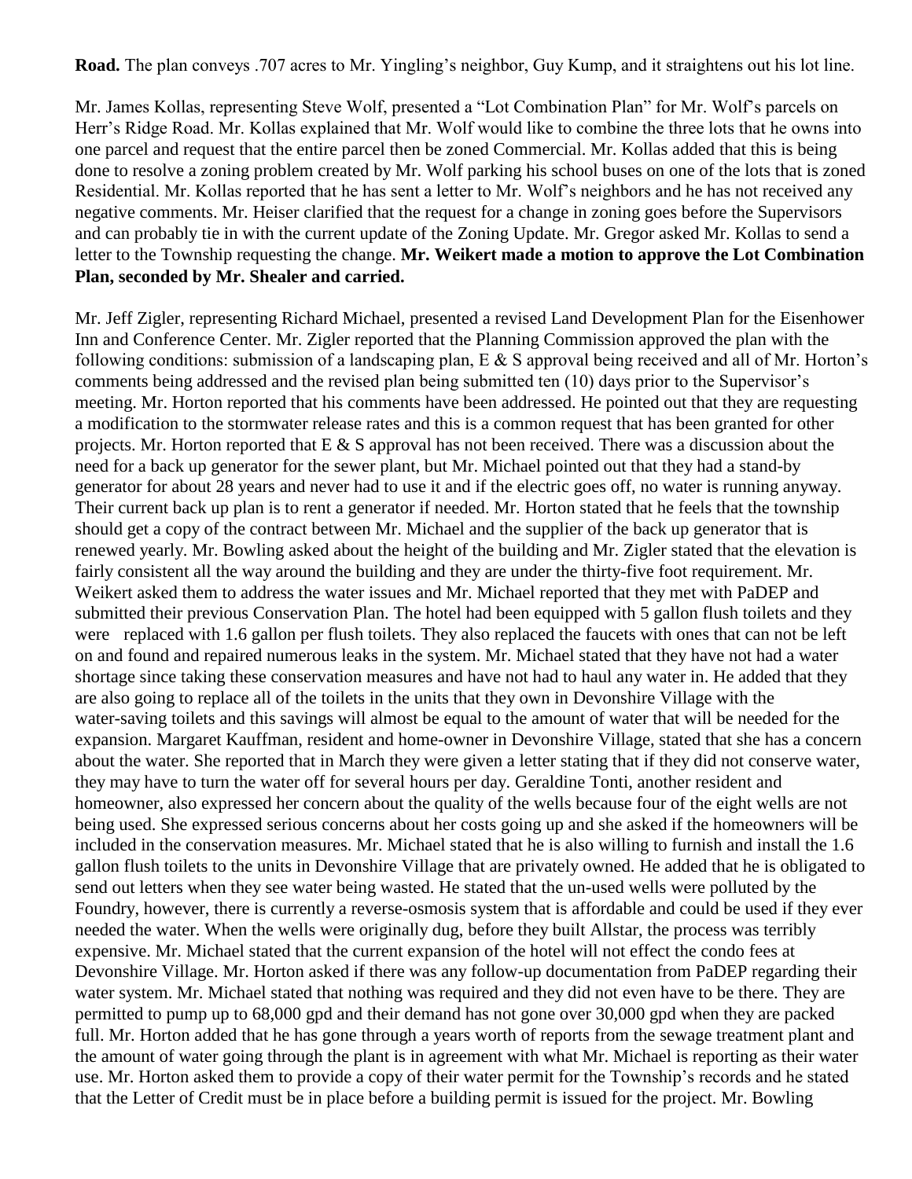**Road.** The plan conveys .707 acres to Mr. Yingling's neighbor, Guy Kump, and it straightens out his lot line.

Mr. James Kollas, representing Steve Wolf, presented a "Lot Combination Plan" for Mr. Wolf's parcels on Herr's Ridge Road. Mr. Kollas explained that Mr. Wolf would like to combine the three lots that he owns into one parcel and request that the entire parcel then be zoned Commercial. Mr. Kollas added that this is being done to resolve a zoning problem created by Mr. Wolf parking his school buses on one of the lots that is zoned Residential. Mr. Kollas reported that he has sent a letter to Mr. Wolf's neighbors and he has not received any negative comments. Mr. Heiser clarified that the request for a change in zoning goes before the Supervisors and can probably tie in with the current update of the Zoning Update. Mr. Gregor asked Mr. Kollas to send a letter to the Township requesting the change. **Mr. Weikert made a motion to approve the Lot Combination Plan, seconded by Mr. Shealer and carried.**

Mr. Jeff Zigler, representing Richard Michael, presented a revised Land Development Plan for the Eisenhower Inn and Conference Center. Mr. Zigler reported that the Planning Commission approved the plan with the following conditions: submission of a landscaping plan, E & S approval being received and all of Mr. Horton's comments being addressed and the revised plan being submitted ten (10) days prior to the Supervisor's meeting. Mr. Horton reported that his comments have been addressed. He pointed out that they are requesting a modification to the stormwater release rates and this is a common request that has been granted for other projects. Mr. Horton reported that E & S approval has not been received. There was a discussion about the need for a back up generator for the sewer plant, but Mr. Michael pointed out that they had a stand-by generator for about 28 years and never had to use it and if the electric goes off, no water is running anyway. Their current back up plan is to rent a generator if needed. Mr. Horton stated that he feels that the township should get a copy of the contract between Mr. Michael and the supplier of the back up generator that is renewed yearly. Mr. Bowling asked about the height of the building and Mr. Zigler stated that the elevation is fairly consistent all the way around the building and they are under the thirty-five foot requirement. Mr. Weikert asked them to address the water issues and Mr. Michael reported that they met with PaDEP and submitted their previous Conservation Plan. The hotel had been equipped with 5 gallon flush toilets and they were replaced with 1.6 gallon per flush toilets. They also replaced the faucets with ones that can not be left on and found and repaired numerous leaks in the system. Mr. Michael stated that they have not had a water shortage since taking these conservation measures and have not had to haul any water in. He added that they are also going to replace all of the toilets in the units that they own in Devonshire Village with the water-saving toilets and this savings will almost be equal to the amount of water that will be needed for the expansion. Margaret Kauffman, resident and home-owner in Devonshire Village, stated that she has a concern about the water. She reported that in March they were given a letter stating that if they did not conserve water, they may have to turn the water off for several hours per day. Geraldine Tonti, another resident and homeowner, also expressed her concern about the quality of the wells because four of the eight wells are not being used. She expressed serious concerns about her costs going up and she asked if the homeowners will be included in the conservation measures. Mr. Michael stated that he is also willing to furnish and install the 1.6 gallon flush toilets to the units in Devonshire Village that are privately owned. He added that he is obligated to send out letters when they see water being wasted. He stated that the un-used wells were polluted by the Foundry, however, there is currently a reverse-osmosis system that is affordable and could be used if they ever needed the water. When the wells were originally dug, before they built Allstar, the process was terribly expensive. Mr. Michael stated that the current expansion of the hotel will not effect the condo fees at Devonshire Village. Mr. Horton asked if there was any follow-up documentation from PaDEP regarding their water system. Mr. Michael stated that nothing was required and they did not even have to be there. They are permitted to pump up to 68,000 gpd and their demand has not gone over 30,000 gpd when they are packed full. Mr. Horton added that he has gone through a years worth of reports from the sewage treatment plant and the amount of water going through the plant is in agreement with what Mr. Michael is reporting as their water use. Mr. Horton asked them to provide a copy of their water permit for the Township's records and he stated that the Letter of Credit must be in place before a building permit is issued for the project. Mr. Bowling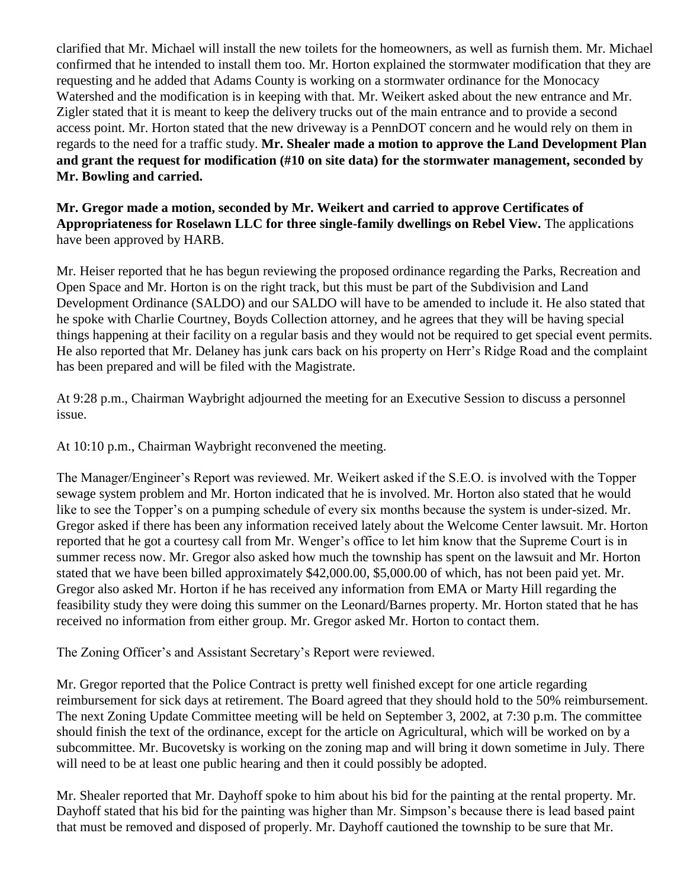clarified that Mr. Michael will install the new toilets for the homeowners, as well as furnish them. Mr. Michael confirmed that he intended to install them too. Mr. Horton explained the stormwater modification that they are requesting and he added that Adams County is working on a stormwater ordinance for the Monocacy Watershed and the modification is in keeping with that. Mr. Weikert asked about the new entrance and Mr. Zigler stated that it is meant to keep the delivery trucks out of the main entrance and to provide a second access point. Mr. Horton stated that the new driveway is a PennDOT concern and he would rely on them in regards to the need for a traffic study. **Mr. Shealer made a motion to approve the Land Development Plan and grant the request for modification (#10 on site data) for the stormwater management, seconded by Mr. Bowling and carried.**

**Mr. Gregor made a motion, seconded by Mr. Weikert and carried to approve Certificates of Appropriateness for Roselawn LLC for three single-family dwellings on Rebel View.** The applications have been approved by HARB.

Mr. Heiser reported that he has begun reviewing the proposed ordinance regarding the Parks, Recreation and Open Space and Mr. Horton is on the right track, but this must be part of the Subdivision and Land Development Ordinance (SALDO) and our SALDO will have to be amended to include it. He also stated that he spoke with Charlie Courtney, Boyds Collection attorney, and he agrees that they will be having special things happening at their facility on a regular basis and they would not be required to get special event permits. He also reported that Mr. Delaney has junk cars back on his property on Herr's Ridge Road and the complaint has been prepared and will be filed with the Magistrate.

At 9:28 p.m., Chairman Waybright adjourned the meeting for an Executive Session to discuss a personnel issue.

At 10:10 p.m., Chairman Waybright reconvened the meeting.

The Manager/Engineer's Report was reviewed. Mr. Weikert asked if the S.E.O. is involved with the Topper sewage system problem and Mr. Horton indicated that he is involved. Mr. Horton also stated that he would like to see the Topper's on a pumping schedule of every six months because the system is under-sized. Mr. Gregor asked if there has been any information received lately about the Welcome Center lawsuit. Mr. Horton reported that he got a courtesy call from Mr. Wenger's office to let him know that the Supreme Court is in summer recess now. Mr. Gregor also asked how much the township has spent on the lawsuit and Mr. Horton stated that we have been billed approximately $42,000.00, $5,000.00 of which, has not been paid yet. Mr. Gregor also asked Mr. Horton if he has received any information from EMA or Marty Hill regarding the feasibility study they were doing this summer on the Leonard/Barnes property. Mr. Horton stated that he has received no information from either group. Mr. Gregor asked Mr. Horton to contact them.

The Zoning Officer's and Assistant Secretary's Report were reviewed.

Mr. Gregor reported that the Police Contract is pretty well finished except for one article regarding reimbursement for sick days at retirement. The Board agreed that they should hold to the 50% reimbursement. The next Zoning Update Committee meeting will be held on September 3, 2002, at 7:30 p.m. The committee should finish the text of the ordinance, except for the article on Agricultural, which will be worked on by a subcommittee. Mr. Bucovetsky is working on the zoning map and will bring it down sometime in July. There will need to be at least one public hearing and then it could possibly be adopted.

Mr. Shealer reported that Mr. Dayhoff spoke to him about his bid for the painting at the rental property. Mr. Dayhoff stated that his bid for the painting was higher than Mr. Simpson's because there is lead based paint that must be removed and disposed of properly. Mr. Dayhoff cautioned the township to be sure that Mr.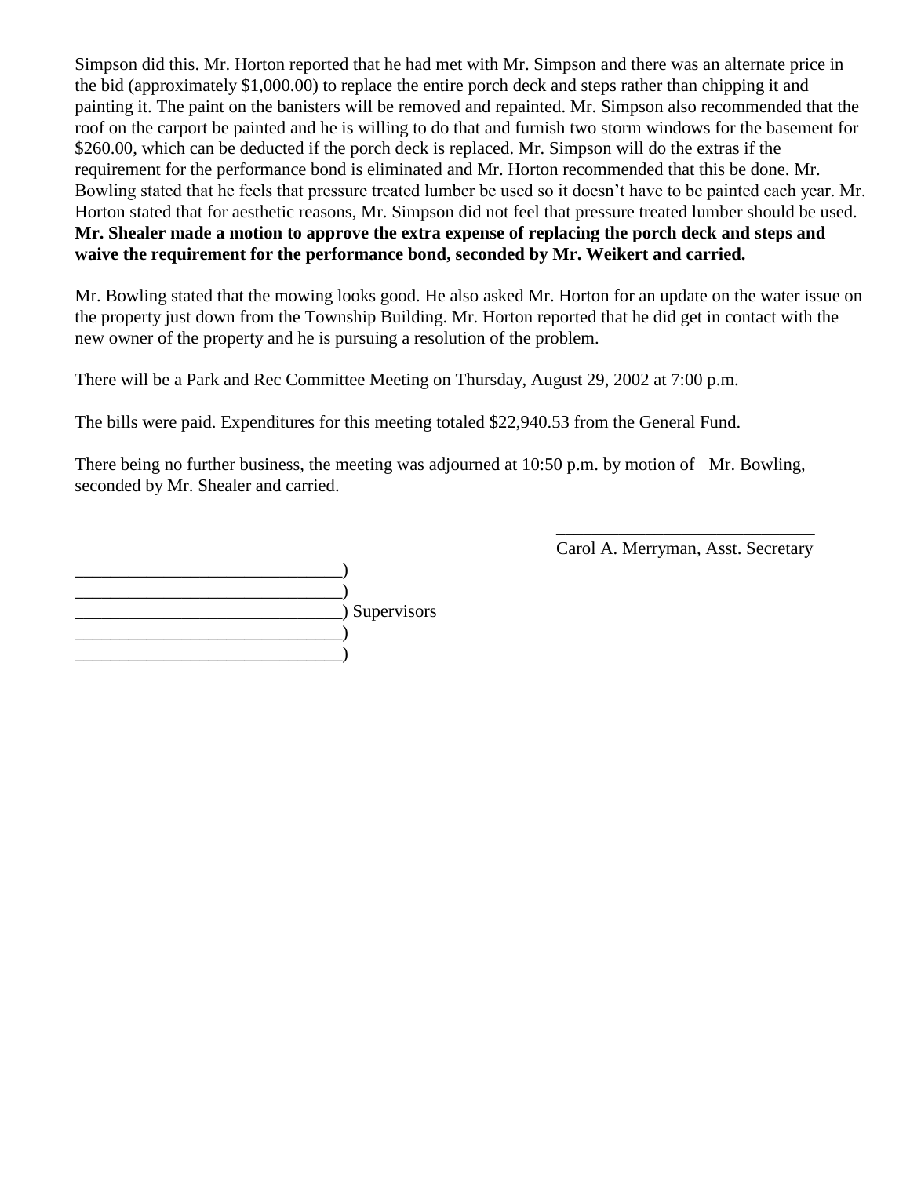Simpson did this. Mr. Horton reported that he had met with Mr. Simpson and there was an alternate price in the bid (approximately $1,000.00) to replace the entire porch deck and steps rather than chipping it and painting it. The paint on the banisters will be removed and repainted. Mr. Simpson also recommended that the roof on the carport be painted and he is willing to do that and furnish two storm windows for the basement for $260.00, which can be deducted if the porch deck is replaced. Mr. Simpson will do the extras if the requirement for the performance bond is eliminated and Mr. Horton recommended that this be done. Mr. Bowling stated that he feels that pressure treated lumber be used so it doesn't have to be painted each year. Mr. Horton stated that for aesthetic reasons, Mr. Simpson did not feel that pressure treated lumber should be used. **Mr. Shealer made a motion to approve the extra expense of replacing the porch deck and steps and waive the requirement for the performance bond, seconded by Mr. Weikert and carried.**

Mr. Bowling stated that the mowing looks good. He also asked Mr. Horton for an update on the water issue on the property just down from the Township Building. Mr. Horton reported that he did get in contact with the new owner of the property and he is pursuing a resolution of the problem.

There will be a Park and Rec Committee Meeting on Thursday, August 29, 2002 at 7:00 p.m.

The bills were paid. Expenditures for this meeting totaled $22,940.53 from the General Fund.

There being no further business, the meeting was adjourned at 10:50 p.m. by motion of Mr. Bowling, seconded by Mr. Shealer and carried.

______________________________
Carol A. Merryman, Asst. Secretary

______________________________)
______________________________)
______________________________) Supervisors
______________________________)
______________________________)